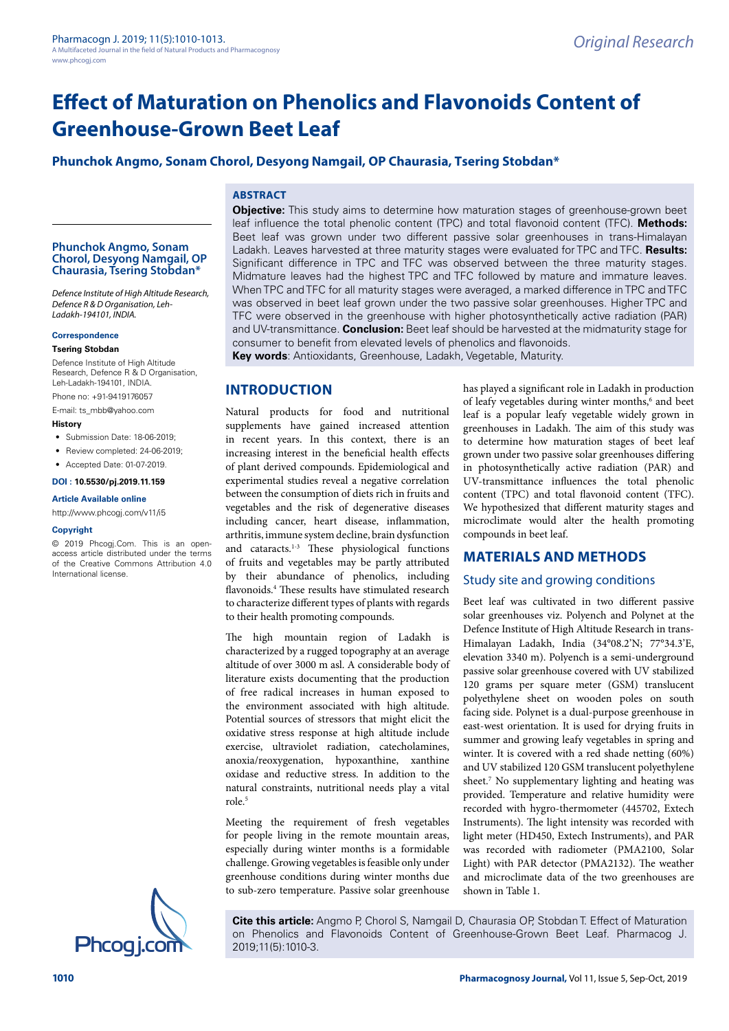Original Research

# Effect of Maturation on Phenolics and Flavonoids Content of Greenhouse-Grown Beet Leaf

**Phunchok Angmo, Sonam Chorol, Desyong Namgail, OP Chaurasia, Tsering Stobdan***

**Phunchok Angmo, Sonam Chorol, Desyong Namgail, OP Chaurasia, Tsering Stobdan***

*Defence Institute of High Altitude Research, Defence R & D Organisation, Leh-Ladakh-194101, INDIA.*

**Correspondence**

**Tsering Stobdan**

Defence Institute of High Altitude Research, Defence R & D Organisation, Leh-Ladakh-194101, INDIA.

Phone no: +91-9419176057

E-mail: ts_mbb@yahoo.com

**History**

- Submission Date: 18-06-2019;
- Review completed: 24-06-2019;
- Accepted Date: 01-07-2019.

**DOI : 10.5530/pj.2019.11.159**

**Article Available online**

http://www.phcogj.com/v11/i5

**Copyright**

© 2019 Phcogj.Com. This is an open-access article distributed under the terms of the Creative Commons Attribution 4.0 International license.

## ABSTRACT

**Objective:** This study aims to determine how maturation stages of greenhouse-grown beet leaf influence the total phenolic content (TPC) and total flavonoid content (TFC). **Methods:** Beet leaf was grown under two different passive solar greenhouses in trans-Himalayan Ladakh. Leaves harvested at three maturity stages were evaluated for TPC and TFC. **Results:** Significant difference in TPC and TFC was observed between the three maturity stages. Midmature leaves had the highest TPC and TFC followed by mature and immature leaves. When TPC and TFC for all maturity stages were averaged, a marked difference in TPC and TFC was observed in beet leaf grown under the two passive solar greenhouses. Higher TPC and TFC were observed in the greenhouse with higher photosynthetically active radiation (PAR) and UV-transmittance. **Conclusion:** Beet leaf should be harvested at the midmaturity stage for consumer to benefit from elevated levels of phenolics and flavonoids.

**Key words**: Antioxidants, Greenhouse, Ladakh, Vegetable, Maturity.

## INTRODUCTION

Natural products for food and nutritional supplements have gained increased attention in recent years. In this context, there is an increasing interest in the beneficial health effects of plant derived compounds. Epidemiological and experimental studies reveal a negative correlation between the consumption of diets rich in fruits and vegetables and the risk of degenerative diseases including cancer, heart disease, inflammation, arthritis, immune system decline, brain dysfunction and cataracts.[1-3] These physiological functions of fruits and vegetables may be partly attributed by their abundance of phenolics, including flavonoids.[4] These results have stimulated research to characterize different types of plants with regards to their health promoting compounds.

The high mountain region of Ladakh is characterized by a rugged topography at an average altitude of over 3000 m asl. A considerable body of literature exists documenting that the production of free radical increases in human exposed to the environment associated with high altitude. Potential sources of stressors that might elicit the oxidative stress response at high altitude include exercise, ultraviolet radiation, catecholamines, anoxia/reoxygenation, hypoxanthine, xanthine oxidase and reductive stress. In addition to the natural constraints, nutritional needs play a vital role.[5]

Meeting the requirement of fresh vegetables for people living in the remote mountain areas, especially during winter months is a formidable challenge. Growing vegetables is feasible only under greenhouse conditions during winter months due to sub-zero temperature. Passive solar greenhouse has played a significant role in Ladakh in production of leafy vegetables during winter months,[6] and beet leaf is a popular leafy vegetable widely grown in greenhouses in Ladakh. The aim of this study was to determine how maturation stages of beet leaf grown under two passive solar greenhouses differing in photosynthetically active radiation (PAR) and UV-transmittance influences the total phenolic content (TPC) and total flavonoid content (TFC). We hypothesized that different maturity stages and microclimate would alter the health promoting compounds in beet leaf.

## MATERIALS AND METHODS

### Study site and growing conditions

Beet leaf was cultivated in two different passive solar greenhouses viz. Polyench and Polynet at the Defence Institute of High Altitude Research in trans-Himalayan Ladakh, India (34°08.2'N; 77°34.3'E, elevation 3340 m). Polyench is a semi-underground passive solar greenhouse covered with UV stabilized 120 grams per square meter (GSM) translucent polyethylene sheet on wooden poles on south facing side. Polynet is a dual-purpose greenhouse in east-west orientation. It is used for drying fruits in summer and growing leafy vegetables in spring and winter. It is covered with a red shade netting (60%) and UV stabilized 120 GSM translucent polyethylene sheet.[7] No supplementary lighting and heating was provided. Temperature and relative humidity were recorded with hygro-thermometer (445702, Extech Instruments). The light intensity was recorded with light meter (HD450, Extech Instruments), and PAR was recorded with radiometer (PMA2100, Solar Light) with PAR detector (PMA2132). The weather and microclimate data of the two greenhouses are shown in Table 1.

**Cite this article:** Angmo P, Chorol S, Namgail D, Chaurasia OP, Stobdan T. Effect of Maturation on Phenolics and Flavonoids Content of Greenhouse-Grown Beet Leaf. Pharmacog J. 2019;11(5):1010-3.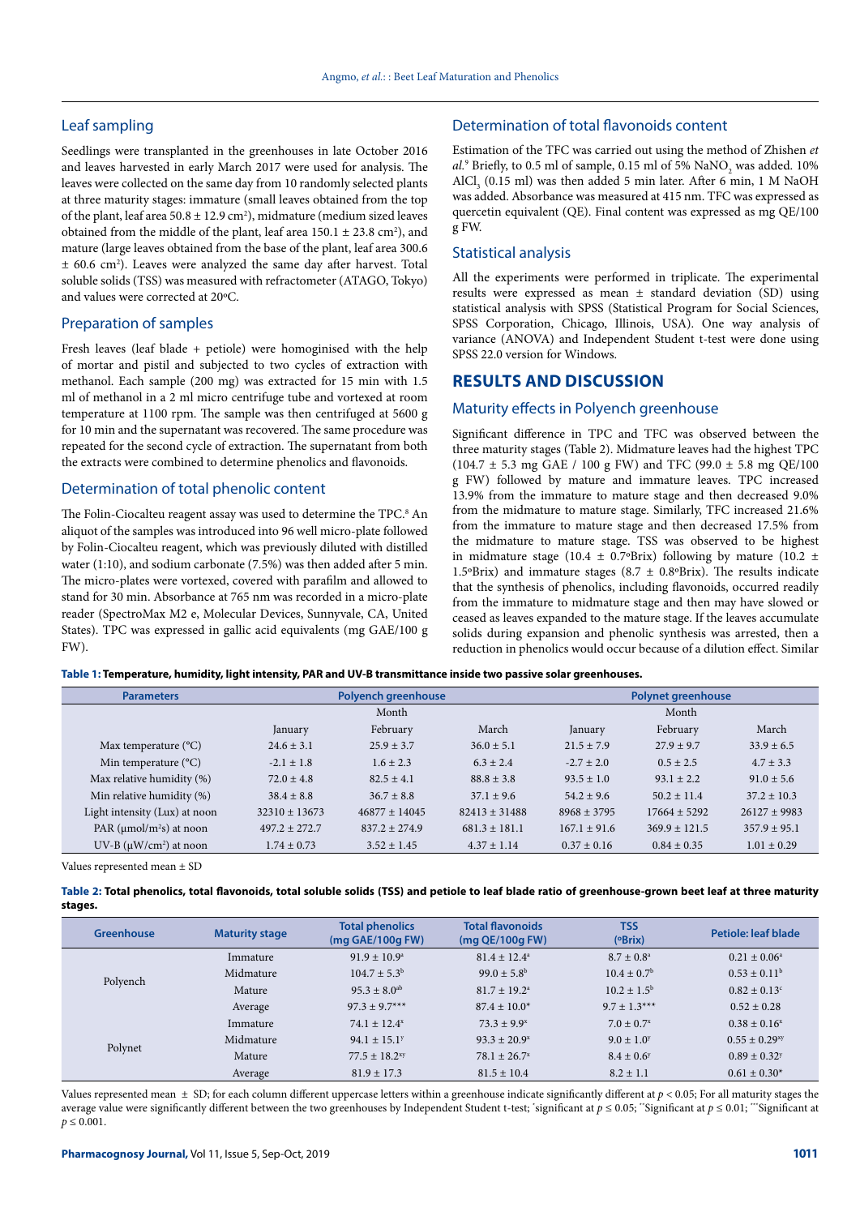## Leaf sampling

Seedlings were transplanted in the greenhouses in late October 2016 and leaves harvested in early March 2017 were used for analysis. The leaves were collected on the same day from 10 randomly selected plants at three maturity stages: immature (small leaves obtained from the top of the plant, leaf area 50.8 ± 12.9 cm$^2$), midmature (medium sized leaves obtained from the middle of the plant, leaf area 150.1 ± 23.8 cm$^2$), and mature (large leaves obtained from the base of the plant, leaf area 300.6 ± 60.6 cm$^2$). Leaves were analyzed the same day after harvest. Total soluble solids (TSS) was measured with refractometer (ATAGO, Tokyo) and values were corrected at 20ºC.

## Preparation of samples

Fresh leaves (leaf blade + petiole) were homogenised with the help of mortar and pistil and subjected to two cycles of extraction with methanol. Each sample (200 mg) was extracted for 15 min with 1.5 ml of methanol in a 2 ml micro centrifuge tube and vortexed at room temperature at 1100 rpm. The sample was then centrifuged at 5600 g for 10 min and the supernatant was recovered. The same procedure was repeated for the second cycle of extraction. The supernatant from both the extracts were combined to determine phenolics and flavonoids.

## Determination of total phenolic content

The Folin-Ciocalteu reagent assay was used to determine the TPC.[8] An aliquot of the samples was introduced into 96 well micro-plate followed by Folin-Ciocalteu reagent, which was previously diluted with distilled water (1:10), and sodium carbonate (7.5%) was then added after 5 min. The micro-plates were vortexed, covered with parafilm and allowed to stand for 30 min. Absorbance at 765 nm was recorded in a micro-plate reader (SpectroMax M2 e, Molecular Devices, Sunnyvale, CA, United States). TPC was expressed in gallic acid equivalents (mg GAE/100 g FW).

## Determination of total flavonoids content

Estimation of the TFC was carried out using the method of Zhishen *et al.*[9] Briefly, to 0.5 ml of sample, 0.15 ml of 5% $NaNO_2$ was added. 10% $AlCl_3$ (0.15 ml) was then added 5 min later. After 6 min, 1 M NaOH was added. Absorbance was measured at 415 nm. TFC was expressed as quercetin equivalent (QE). Final content was expressed as mg QE/100 g FW.

## Statistical analysis

All the experiments were performed in triplicate. The experimental results were expressed as mean ± standard deviation (SD) using statistical analysis with SPSS (Statistical Program for Social Sciences, SPSS Corporation, Chicago, Illinois, USA). One way analysis of variance (ANOVA) and Independent Student t-test were done using SPSS 22.0 version for Windows.

# RESULTS AND DISCUSSION

## Maturity effects in Polyench greenhouse

Significant difference in TPC and TFC was observed between the three maturity stages (Table 2). Midmature leaves had the highest TPC (104.7 ± 5.3 mg GAE / 100 g FW) and TFC (99.0 ± 5.8 mg QE/100 g FW) followed by mature and immature leaves. TPC increased 13.9% from the immature to mature stage and then decreased 9.0% from the midmature to mature stage. Similarly, TFC increased 21.6% from the immature to mature stage and then decreased 17.5% from the midmature to mature stage. TSS was observed to be highest in midmature stage (10.4 ± 0.7ºBrix) following by mature (10.2 ± 1.5ºBrix) and immature stages (8.7 ± 0.8ºBrix). The results indicate that the synthesis of phenolics, including flavonoids, occurred readily from the immature to midmature stage and then may have slowed or ceased as leaves expanded to the mature stage. If the leaves accumulate solids during expansion and phenolic synthesis was arrested, then a reduction in phenolics would occur because of a dilution effect. Similar

**Table 1:** Temperature, humidity, light intensity, PAR and UV-B transmittance inside two passive solar greenhouses.

| Parameters | Polyench greenhouse | | | Polynet greenhouse | | |
|---|---|---|---|---|---|---|
| | Month | | | Month | | |
| | January | February | March | January | February | March |
| Max temperature (°C) | 24.6 ± 3.1 | 25.9 ± 3.7 | 36.0 ± 5.1 | 21.5 ± 7.9 | 27.9 ± 9.7 | 33.9 ± 6.5 |
| Min temperature (°C) | -2.1 ± 1.8 | 1.6 ± 2.3 | 6.3 ± 2.4 | -2.7 ± 2.0 | 0.5 ± 2.5 | 4.7 ± 3.3 |
| Max relative humidity (%) | 72.0 ± 4.8 | 82.5 ± 4.1 | 88.8 ± 3.8 | 93.5 ± 1.0 | 93.1 ± 2.2 | 91.0 ± 5.6 |
| Min relative humidity (%) | 38.4 ± 8.8 | 36.7 ± 8.8 | 37.1 ± 9.6 | 54.2 ± 9.6 | 50.2 ± 11.4 | 37.2 ± 10.3 |
| Light intensity (Lux) at noon | 32310 ± 13673 | 46877 ± 14045 | 82413 ± 31488 | 8968 ± 3795 | 17664 ± 5292 | 26127 ± 9983 |
| PAR (μmol/m$^2$s) at noon | 497.2 ± 272.7 | 837.2 ± 274.9 | 681.3 ± 181.1 | 167.1 ± 91.6 | 369.9 ± 121.5 | 357.9 ± 95.1 |
| UV-B (μW/cm$^2$) at noon | 1.74 ± 0.73 | 3.52 ± 1.45 | 4.37 ± 1.14 | 0.37 ± 0.16 | 0.84 ± 0.35 | 1.01 ± 0.29 |

Values represented mean ± SD

**Table 2:** Total phenolics, total flavonoids, total soluble solids (TSS) and petiole to leaf blade ratio of greenhouse-grown beet leaf at three maturity stages.

| Greenhouse | Maturity stage | Total phenolics (mg GAE/100g FW) | Total flavonoids (mg QE/100g FW) | TSS (ºBrix) | Petiole: leaf blade |
|---|---|---|---|---|---|
| Polyench | Immature | 91.9 ± 10.9$^a$ | 81.4 ± 12.4$^a$ | 8.7 ± 0.8$^a$ | 0.21 ± 0.06$^a$ |
| | Midmature | 104.7 ± 5.3$^b$ | 99.0 ± 5.8$^b$ | 10.4 ± 0.7$^b$ | 0.53 ± 0.11$^b$ |
| | Mature | 95.3 ± 8.0$^{ab}$ | 81.7 ± 19.2$^a$ | 10.2 ± 1.5$^b$ | 0.82 ± 0.13$^c$ |
| | Average | 97.3 ± 9.7*** | 87.4 ± 10.0* | 9.7 ± 1.3*** | 0.52 ± 0.28 |
| Polynet | Immature | 74.1 ± 12.4$^x$ | 73.3 ± 9.9$^x$ | 7.0 ± 0.7$^x$ | 0.38 ± 0.16$^x$ |
| | Midmature | 94.1 ± 15.1$^y$ | 93.3 ± 20.9$^x$ | 9.0 ± 1.0$^y$ | 0.55 ± 0.29$^{xy}$ |
| | Mature | 77.5 ± 18.2$^{xy}$ | 78.1 ± 26.7$^x$ | 8.4 ± 0.6$^y$ | 0.89 ± 0.32$^y$ |
| | Average | 81.9 ± 17.3 | 81.5 ± 10.4 | 8.2 ± 1.1 | 0.61 ± 0.30* |

Values represented mean ± SD; for each column different uppercase letters within a greenhouse indicate significantly different at $p < 0.05$; For all maturity stages the average value were significantly different between the two greenhouses by Independent Student t-test; *significant at $p \leq 0.05$; **Significant at $p \leq 0.01$; ***Significant at $p \leq 0.001$.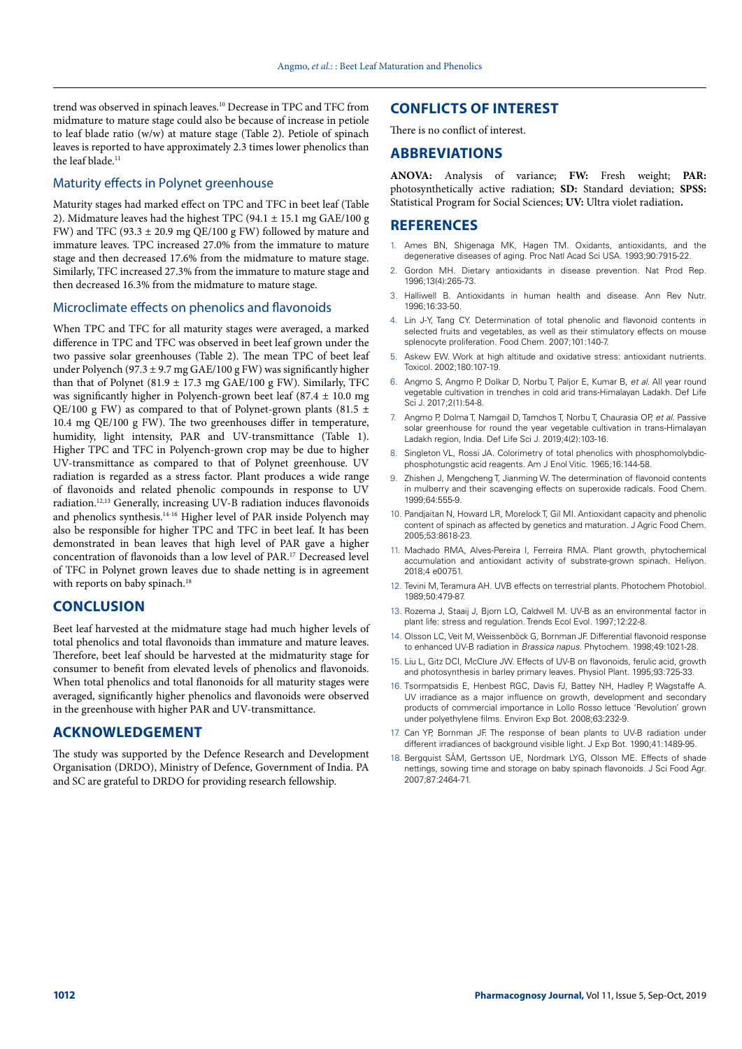trend was observed in spinach leaves.[10] Decrease in TPC and TFC from midmature to mature stage could also be because of increase in petiole to leaf blade ratio (w/w) at mature stage (Table 2). Petiole of spinach leaves is reported to have approximately 2.3 times lower phenolics than the leaf blade.[11]

### Maturity effects in Polynet greenhouse

Maturity stages had marked effect on TPC and TFC in beet leaf (Table 2). Midmature leaves had the highest TPC (94.1 ± 15.1 mg GAE/100 g FW) and TFC (93.3 ± 20.9 mg QE/100 g FW) followed by mature and immature leaves. TPC increased 27.0% from the immature to mature stage and then decreased 17.6% from the midmature to mature stage. Similarly, TFC increased 27.3% from the immature to mature stage and then decreased 16.3% from the midmature to mature stage.

### Microclimate effects on phenolics and flavonoids

When TPC and TFC for all maturity stages were averaged, a marked difference in TPC and TFC was observed in beet leaf grown under the two passive solar greenhouses (Table 2). The mean TPC of beet leaf under Polyench (97.3 ± 9.7 mg GAE/100 g FW) was significantly higher than that of Polynet (81.9 ± 17.3 mg GAE/100 g FW). Similarly, TFC was significantly higher in Polyench-grown beet leaf (87.4 ± 10.0 mg QE/100 g FW) as compared to that of Polynet-grown plants (81.5 ± 10.4 mg QE/100 g FW). The two greenhouses differ in temperature, humidity, light intensity, PAR and UV-transmittance (Table 1). Higher TPC and TFC in Polyench-grown crop may be due to higher UV-transmittance as compared to that of Polynet greenhouse. UV radiation is regarded as a stress factor. Plant produces a wide range of flavonoids and related phenolic compounds in response to UV radiation.[12,13] Generally, increasing UV-B radiation induces flavonoids and phenolics synthesis.[14-16] Higher level of PAR inside Polyench may also be responsible for higher TPC and TFC in beet leaf. It has been demonstrated in bean leaves that high level of PAR gave a higher concentration of flavonoids than a low level of PAR.[17] Decreased level of TFC in Polynet grown leaves due to shade netting is in agreement with reports on baby spinach.[18]

## CONCLUSION

Beet leaf harvested at the midmature stage had much higher levels of total phenolics and total flavonoids than immature and mature leaves. Therefore, beet leaf should be harvested at the midmaturity stage for consumer to benefit from elevated levels of phenolics and flavonoids. When total phenolics and total flanonoids for all maturity stages were averaged, significantly higher phenolics and flavonoids were observed in the greenhouse with higher PAR and UV-transmittance.

## ACKNOWLEDGEMENT

The study was supported by the Defence Research and Development Organisation (DRDO), Ministry of Defence, Government of India. PA and SC are grateful to DRDO for providing research fellowship.

## CONFLICTS OF INTEREST

There is no conflict of interest.

## ABBREVIATIONS

**ANOVA:** Analysis of variance; **FW:** Fresh weight; **PAR:** photosynthetically active radiation; **SD:** Standard deviation; **SPSS:** Statistical Program for Social Sciences; **UV:** Ultra violet radiation**.**

## REFERENCES

1. Ames BN, Shigenaga MK, Hagen TM. Oxidants, antioxidants, and the degenerative diseases of aging. Proc Natl Acad Sci USA. 1993;90:7915-22.
2. Gordon MH. Dietary antioxidants in disease prevention. Nat Prod Rep. 1996;13(4):265-73.
3. Halliwell B. Antioxidants in human health and disease. Ann Rev Nutr. 1996;16:33-50.
4. Lin J-Y, Tang CY. Determination of total phenolic and flavonoid contents in selected fruits and vegetables, as well as their stimulatory effects on mouse splenocyte proliferation. Food Chem. 2007;101:140-7.
5. Askew EW. Work at high altitude and oxidative stress: antioxidant nutrients. Toxicol. 2002;180:107-19.
6. Angmo S, Angmo P, Dolkar D, Norbu T, Paljor E, Kumar B, *et al.* All year round vegetable cultivation in trenches in cold arid trans-Himalayan Ladakh. Def Life Sci J. 2017;2(1):54-8.
7. Angmo P, Dolma T, Namgail D, Tamchos T, Norbu T, Chaurasia OP, *et al.* Passive solar greenhouse for round the year vegetable cultivation in trans-Himalayan Ladakh region, India. Def Life Sci J. 2019;4(2):103-16.
8. Singleton VL, Rossi JA. Colorimetry of total phenolics with phosphomolybdic-phosphotungstic acid reagents. Am J Enol Vitic. 1965;16:144-58.
9. Zhishen J, Mengcheng T, Jianming W. The determination of flavonoid contents in mulberry and their scavenging effects on superoxide radicals. Food Chem. 1999;64:555-9.
10. Pandjaitan N, Howard LR, Morelock T, Gil MI. Antioxidant capacity and phenolic content of spinach as affected by genetics and maturation. J Agric Food Chem. 2005;53:8618-23.
11. Machado RMA, Alves-Pereira I, Ferreira RMA. Plant growth, phytochemical accumulation and antioxidant activity of substrate-grown spinach. Heliyon. 2018;4 e00751.
12. Tevini M, Teramura AH. UVB effects on terrestrial plants. Photochem Photobiol. 1989;50:479-87.
13. Rozema J, Staaij J, Bjorn LO, Caldwell M. UV-B as an environmental factor in plant life: stress and regulation. Trends Ecol Evol. 1997;12:22-8.
14. Olsson LC, Veit M, Weissenböck G, Bornman JF. Differential flavonoid response to enhanced UV-B radiation in *Brassica napus*. Phytochem. 1998;49:1021-28.
15. Liu L, Gitz DCI, McClure JW. Effects of UV-B on flavonoids, ferulic acid, growth and photosynthesis in barley primary leaves. Physiol Plant. 1995;93:725-33.
16. Tsormpatsidis E, Henbest RGC, Davis FJ, Battey NH, Hadley P, Wagstaffe A. UV irradiance as a major influence on growth, development and secondary products of commercial importance in Lollo Rosso lettuce 'Revolution' grown under polyethylene films. Environ Exp Bot. 2008;63:232-9.
17. Can YP, Bornman JF. The response of bean plants to UV-B radiation under different irradiances of background visible light. J Exp Bot. 1990;41:1489-95.
18. Bergquist SÅM, Gertsson UE, Nordmark LYG, Olsson ME. Effects of shade nettings, sowing time and storage on baby spinach flavonoids. J Sci Food Agr. 2007;87:2464-71.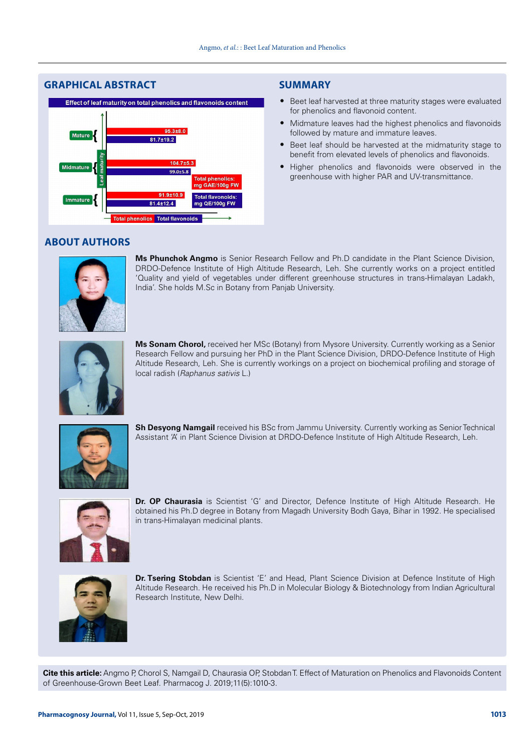## GRAPHICAL ABSTRACT

Effect of leaf maturity on total phenolics and flavonoids content

Mature
95.3±8.0
81.7±19.2

Midmature
104.7±5.3
99.0±5.8

Immature
91.9±10.9
81.4±12.4

Leaf maturity

Total phenolics: mg GAE/100g FW

Total flavonoids: mg QE/100g FW

Total phenolics Total flavonoids

## SUMMARY

- Beet leaf harvested at three maturity stages were evaluated for phenolics and flavonoid content.
- Midmature leaves had the highest phenolics and flavonoids followed by mature and immature leaves.
- Beet leaf should be harvested at the midmaturity stage to benefit from elevated levels of phenolics and flavonoids.
- Higher phenolics and flavonoids were observed in the greenhouse with higher PAR and UV-transmittance.

## ABOUT AUTHORS

**Ms Phunchok Angmo** is Senior Research Fellow and Ph.D candidate in the Plant Science Division, DRDO-Defence Institute of High Altitude Research, Leh. She currently works on a project entitled 'Quality and yield of vegetables under different greenhouse structures in trans-Himalayan Ladakh, India'. She holds M.Sc in Botany from Panjab University.

**Ms Sonam Chorol,** received her MSc (Botany) from Mysore University. Currently working as a Senior Research Fellow and pursuing her PhD in the Plant Science Division, DRDO-Defence Institute of High Altitude Research, Leh. She is currently workings on a project on biochemical profiling and storage of local radish (*Raphanus sativis* L.)

**Sh Desyong Namgail** received his BSc from Jammu University. Currently working as Senior Technical Assistant 'A' in Plant Science Division at DRDO-Defence Institute of High Altitude Research, Leh.

**Dr. OP Chaurasia** is Scientist 'G' and Director, Defence Institute of High Altitude Research. He obtained his Ph.D degree in Botany from Magadh University Bodh Gaya, Bihar in 1992. He specialised in trans-Himalayan medicinal plants.

**Dr. Tsering Stobdan** is Scientist 'E' and Head, Plant Science Division at Defence Institute of High Altitude Research. He received his Ph.D in Molecular Biology & Biotechnology from Indian Agricultural Research Institute, New Delhi.

**Cite this article:** Angmo P, Chorol S, Namgail D, Chaurasia OP, Stobdan T. Effect of Maturation on Phenolics and Flavonoids Content of Greenhouse-Grown Beet Leaf. Pharmacog J. 2019;11(5):1010-3.